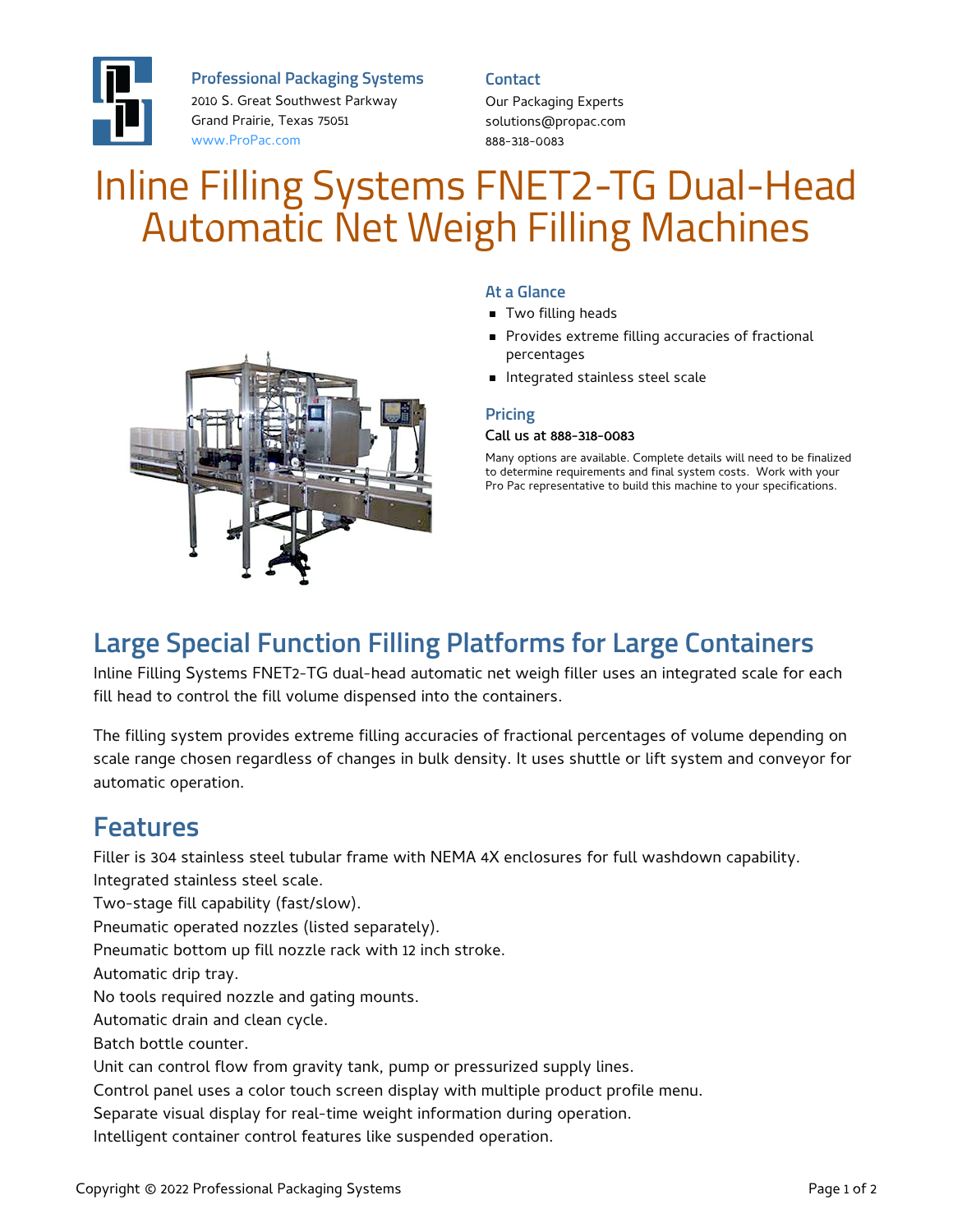**Professional Packaging Systems**
2010 S. Great Southwest Parkway
Grand Prairie, Texas 75051
www.ProPac.com

**Contact**
Our Packaging Experts
solutions@propac.com
888-318-0083

# Inline Filling Systems FNET2-TG Dual-Head Automatic Net Weigh Filling Machines

### At a Glance

- Two filling heads
- Provides extreme filling accuracies of fractional percentages
- Integrated stainless steel scale

### Pricing

Call us at 888-318-0083

Many options are available. Complete details will need to be finalized to determine requirements and final system costs. Work with your Pro Pac representative to build this machine to your specifications.

## Large Special Function Filling Platforms for Large Containers

Inline Filling Systems FNET2-TG dual-head automatic net weigh filler uses an integrated scale for each fill head to control the fill volume dispensed into the containers.

The filling system provides extreme filling accuracies of fractional percentages of volume depending on scale range chosen regardless of changes in bulk density. It uses shuttle or lift system and conveyor for automatic operation.

## Features

Filler is 304 stainless steel tubular frame with NEMA 4X enclosures for full washdown capability.
Integrated stainless steel scale.
Two-stage fill capability (fast/slow).
Pneumatic operated nozzles (listed separately).
Pneumatic bottom up fill nozzle rack with 12 inch stroke.
Automatic drip tray.
No tools required nozzle and gating mounts.
Automatic drain and clean cycle.
Batch bottle counter.
Unit can control flow from gravity tank, pump or pressurized supply lines.
Control panel uses a color touch screen display with multiple product profile menu.
Separate visual display for real-time weight information during operation.
Intelligent container control features like suspended operation.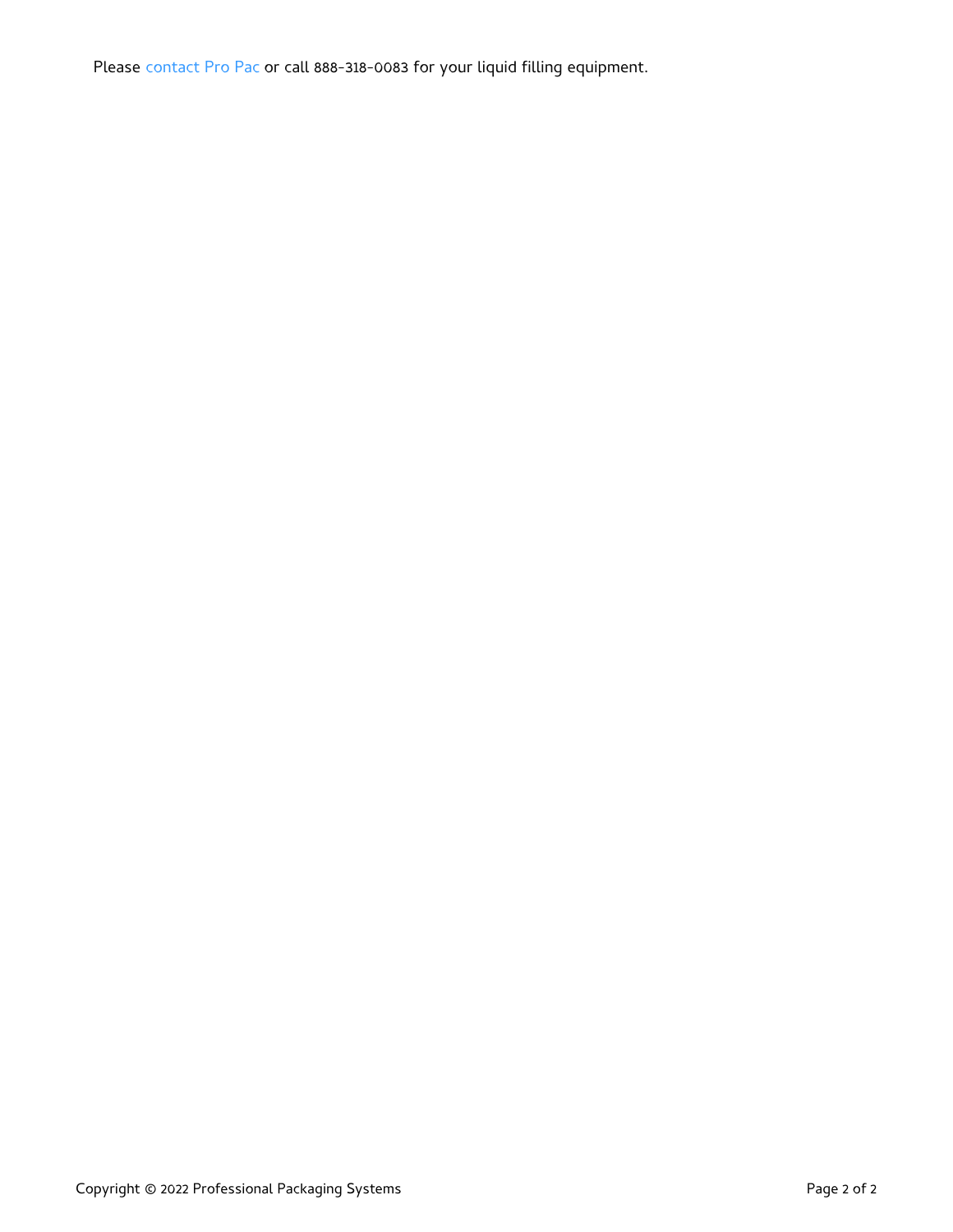Please contact Pro Pac or call 888-318-0083 for your liquid filling equipment.